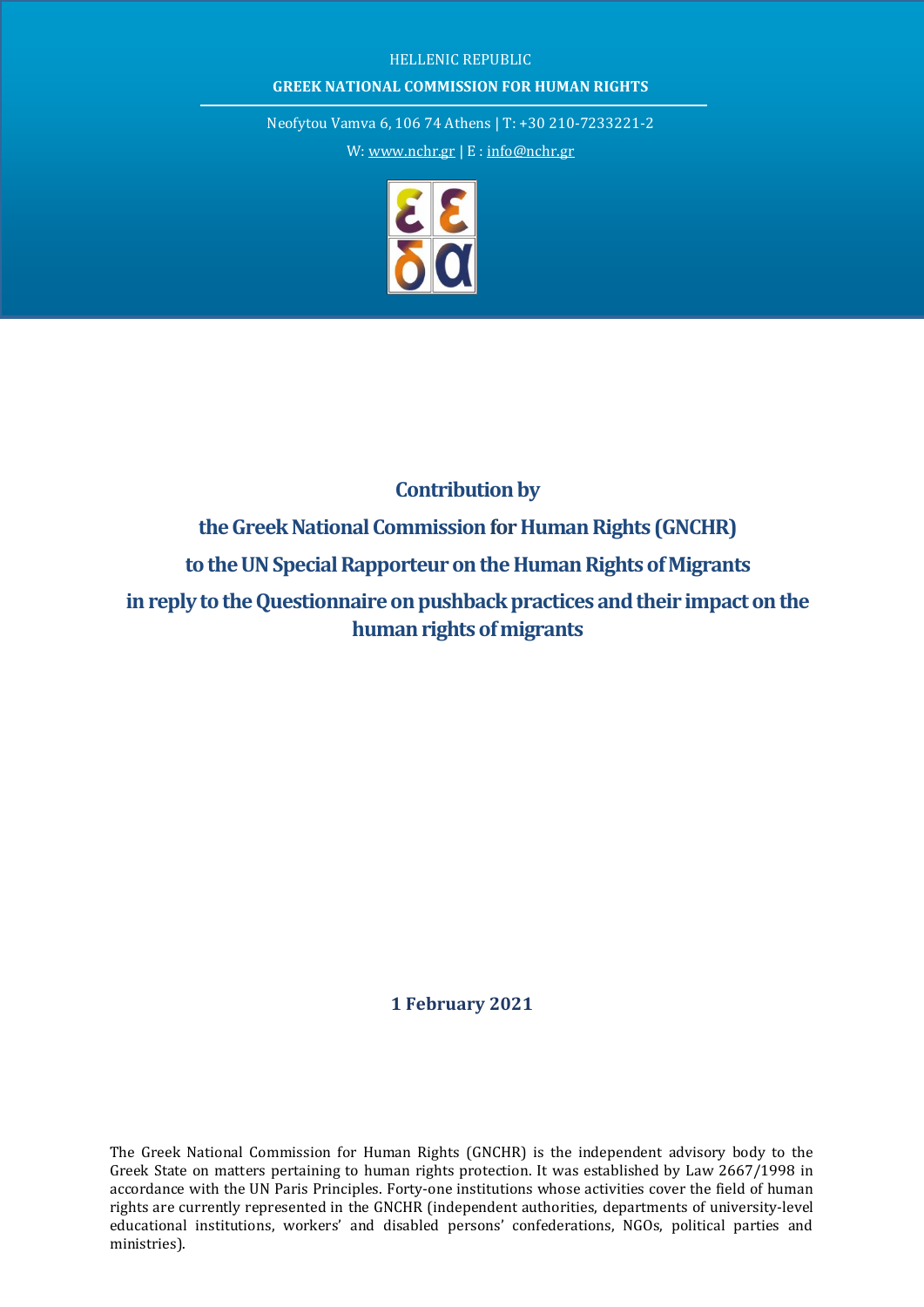HELLENIC REPUBLIC

**GREEK NATIONAL COMMISSION FOR HUMAN RIGHTS**

Neofytou Vamva 6, 106 74 Athens | T: +30 210-7233221-2

W: www.nchr.gr | E : info@nchr.gr

# Contribution by the Greek National Commission for Human Rights (GNCHR) to the UN Special Rapporteur on the Human Rights of Migrants in reply to the Questionnaire on pushback practices and their impact on the human rights of migrants

**1 February 2021**

The Greek National Commission for Human Rights (GNCHR) is the independent advisory body to the Greek State on matters pertaining to human rights protection. It was established by Law 2667/1998 in accordance with the UN Paris Principles. Forty-one institutions whose activities cover the field of human rights are currently represented in the GNCHR (independent authorities, departments of university-level educational institutions, workers' and disabled persons' confederations, NGOs, political parties and ministries).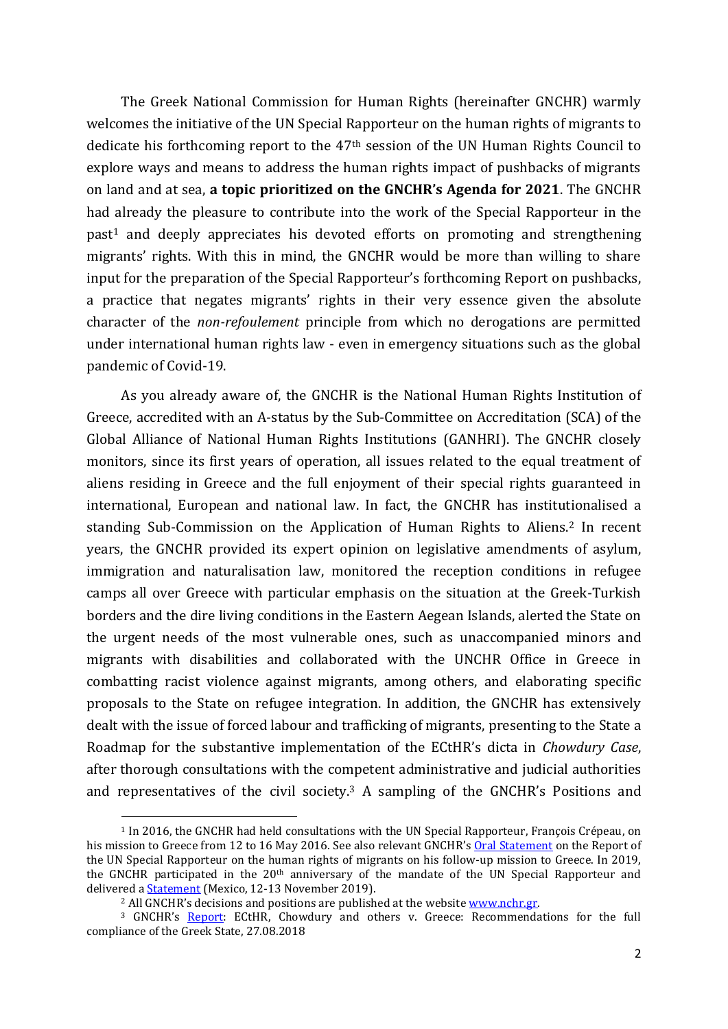The Greek National Commission for Human Rights (hereinafter GNCHR) warmly welcomes the initiative of the UN Special Rapporteur on the human rights of migrants to dedicate his forthcoming report to the 47th session of the UN Human Rights Council to explore ways and means to address the human rights impact of pushbacks of migrants on land and at sea, **a topic prioritized on the GNCHR's Agenda for 2021**. The GNCHR had already the pleasure to contribute into the work of the Special Rapporteur in the past[1] and deeply appreciates his devoted efforts on promoting and strengthening migrants' rights. With this in mind, the GNCHR would be more than willing to share input for the preparation of the Special Rapporteur's forthcoming Report on pushbacks, a practice that negates migrants' rights in their very essence given the absolute character of the *non-refoulement* principle from which no derogations are permitted under international human rights law - even in emergency situations such as the global pandemic of Covid-19.

As you already aware of, the GNCHR is the National Human Rights Institution of Greece, accredited with an A-status by the Sub-Committee on Accreditation (SCA) of the Global Alliance of National Human Rights Institutions (GANHRI). The GNCHR closely monitors, since its first years of operation, all issues related to the equal treatment of aliens residing in Greece and the full enjoyment of their special rights guaranteed in international, European and national law. In fact, the GNCHR has institutionalised a standing Sub-Commission on the Application of Human Rights to Aliens.[2] In recent years, the GNCHR provided its expert opinion on legislative amendments of asylum, immigration and naturalisation law, monitored the reception conditions in refugee camps all over Greece with particular emphasis on the situation at the Greek-Turkish borders and the dire living conditions in the Eastern Aegean Islands, alerted the State on the urgent needs of the most vulnerable ones, such as unaccompanied minors and migrants with disabilities and collaborated with the UNCHR Office in Greece in combatting racist violence against migrants, among others, and elaborating specific proposals to the State on refugee integration. In addition, the GNCHR has extensively dealt with the issue of forced labour and trafficking of migrants, presenting to the State a Roadmap for the substantive implementation of the ECtHR's dicta in *Chowdury Case*, after thorough consultations with the competent administrative and judicial authorities and representatives of the civil society.[3] A sampling of the GNCHR's Positions and

---

[1] In 2016, the GNCHR had held consultations with the UN Special Rapporteur, François Crépeau, on his mission to Greece from 12 to 16 May 2016. See also relevant GNCHR's Oral Statement on the Report of the UN Special Rapporteur on the human rights of migrants on his follow-up mission to Greece. In 2019, the GNCHR participated in the 20th anniversary of the mandate of the UN Special Rapporteur and delivered a Statement (Mexico, 12-13 November 2019).

[2] All GNCHR's decisions and positions are published at the website www.nchr.gr.

[3] GNCHR's Report: ECtHR, Chowdury and others v. Greece: Recommendations for the full compliance of the Greek State, 27.08.2018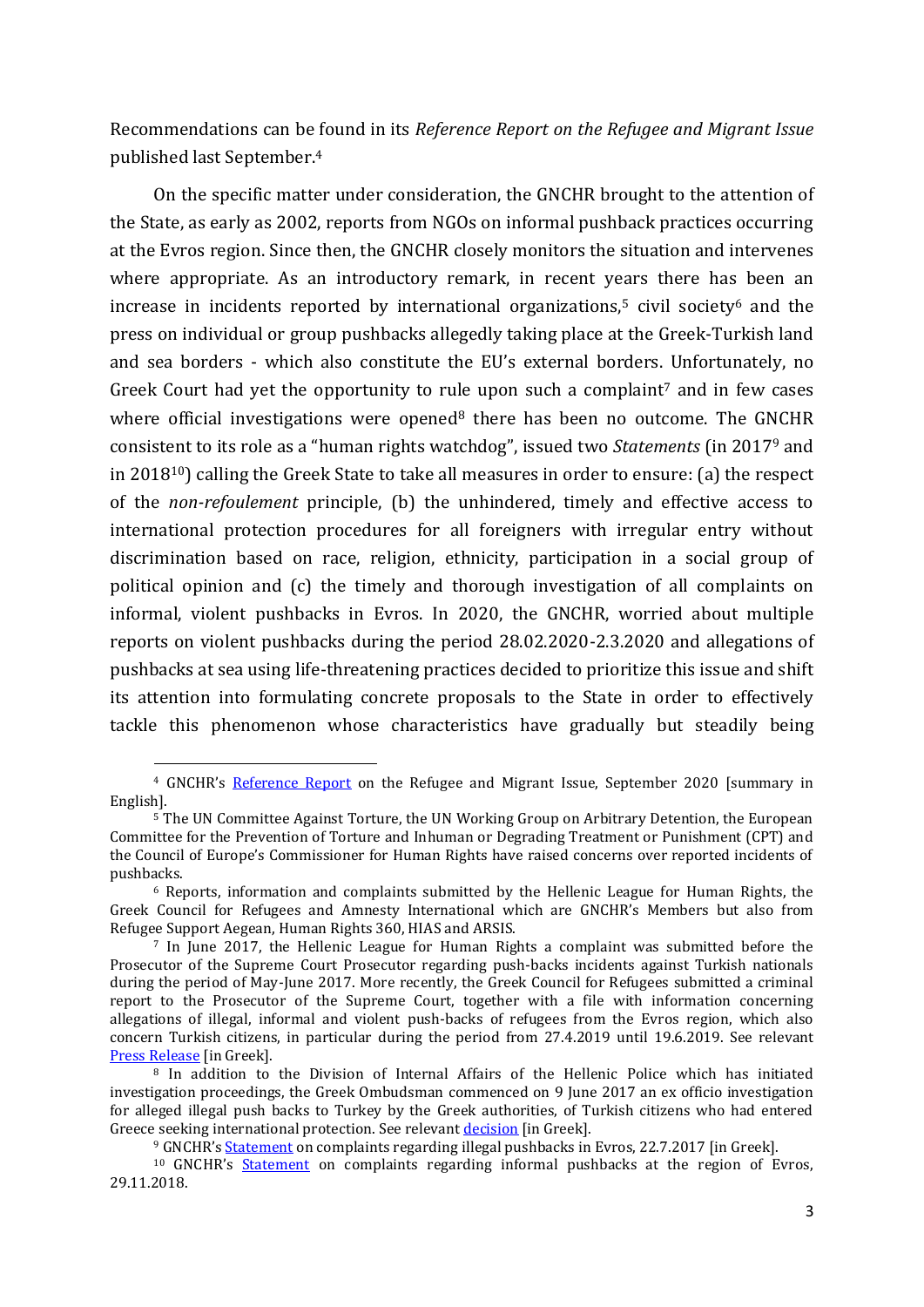Recommendations can be found in its *Reference Report on the Refugee and Migrant Issue* published last September.[4]

On the specific matter under consideration, the GNCHR brought to the attention of the State, as early as 2002, reports from NGOs on informal pushback practices occurring at the Evros region. Since then, the GNCHR closely monitors the situation and intervenes where appropriate. As an introductory remark, in recent years there has been an increase in incidents reported by international organizations,[5] civil society[6] and the press on individual or group pushbacks allegedly taking place at the Greek-Turkish land and sea borders - which also constitute the EU's external borders. Unfortunately, no Greek Court had yet the opportunity to rule upon such a complaint[7] and in few cases where official investigations were opened[8] there has been no outcome. The GNCHR consistent to its role as a "human rights watchdog", issued two *Statements* (in 2017[9] and in 2018[10]) calling the Greek State to take all measures in order to ensure: (a) the respect of the *non-refoulement* principle, (b) the unhindered, timely and effective access to international protection procedures for all foreigners with irregular entry without discrimination based on race, religion, ethnicity, participation in a social group of political opinion and (c) the timely and thorough investigation of all complaints on informal, violent pushbacks in Evros. In 2020, the GNCHR, worried about multiple reports on violent pushbacks during the period 28.02.2020-2.3.2020 and allegations of pushbacks at sea using life-threatening practices decided to prioritize this issue and shift its attention into formulating concrete proposals to the State in order to effectively tackle this phenomenon whose characteristics have gradually but steadily being

---

[4] GNCHR's Reference Report on the Refugee and Migrant Issue, September 2020 [summary in English].

[5] The UN Committee Against Torture, the UN Working Group on Arbitrary Detention, the European Committee for the Prevention of Torture and Inhuman or Degrading Treatment or Punishment (CPT) and the Council of Europe's Commissioner for Human Rights have raised concerns over reported incidents of pushbacks.

[6] Reports, information and complaints submitted by the Hellenic League for Human Rights, the Greek Council for Refugees and Amnesty International which are GNCHR's Members but also from Refugee Support Aegean, Human Rights 360, HIAS and ARSIS.

[7] In June 2017, the Hellenic League for Human Rights a complaint was submitted before the Prosecutor of the Supreme Court Prosecutor regarding push-backs incidents against Turkish nationals during the period of May-June 2017. More recently, the Greek Council for Refugees submitted a criminal report to the Prosecutor of the Supreme Court, together with a file with information concerning allegations of illegal, informal and violent push-backs of refugees from the Evros region, which also concern Turkish citizens, in particular during the period from 27.4.2019 until 19.6.2019. See relevant Press Release [in Greek].

[8] In addition to the Division of Internal Affairs of the Hellenic Police which has initiated investigation proceedings, the Greek Ombudsman commenced on 9 June 2017 an ex officio investigation for alleged illegal push backs to Turkey by the Greek authorities, of Turkish citizens who had entered Greece seeking international protection. See relevant decision [in Greek].

[9] GNCHR's Statement on complaints regarding illegal pushbacks in Evros, 22.7.2017 [in Greek].

[10] GNCHR's Statement on complaints regarding informal pushbacks at the region of Evros, 29.11.2018.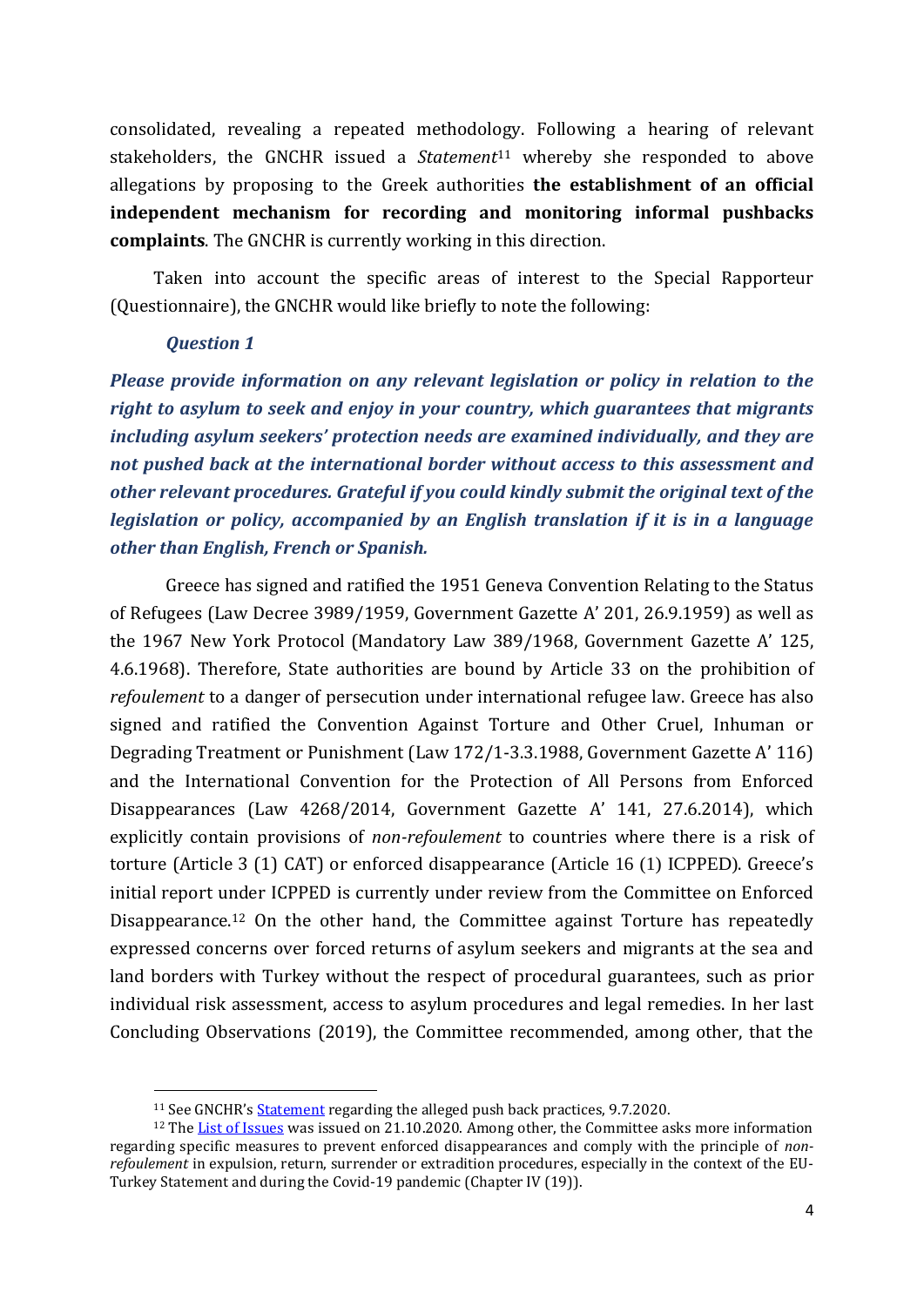consolidated, revealing a repeated methodology. Following a hearing of relevant stakeholders, the GNCHR issued a *Statement*[11] whereby she responded to above allegations by proposing to the Greek authorities **the establishment of an official independent mechanism for recording and monitoring informal pushbacks complaints**. The GNCHR is currently working in this direction.

Taken into account the specific areas of interest to the Special Rapporteur (Questionnaire), the GNCHR would like briefly to note the following:

***Question 1***

***Please provide information on any relevant legislation or policy in relation to the right to asylum to seek and enjoy in your country, which guarantees that migrants including asylum seekers' protection needs are examined individually, and they are not pushed back at the international border without access to this assessment and other relevant procedures. Grateful if you could kindly submit the original text of the legislation or policy, accompanied by an English translation if it is in a language other than English, French or Spanish.***

Greece has signed and ratified the 1951 Geneva Convention Relating to the Status of Refugees (Law Decree 3989/1959, Government Gazette A' 201, 26.9.1959) as well as the 1967 New York Protocol (Mandatory Law 389/1968, Government Gazette A' 125, 4.6.1968). Therefore, State authorities are bound by Article 33 on the prohibition of *refoulement* to a danger of persecution under international refugee law. Greece has also signed and ratified the Convention Against Torture and Other Cruel, Inhuman or Degrading Treatment or Punishment (Law 172/1-3.3.1988, Government Gazette A' 116) and the International Convention for the Protection of All Persons from Enforced Disappearances (Law 4268/2014, Government Gazette A' 141, 27.6.2014), which explicitly contain provisions of *non-refoulement* to countries where there is a risk of torture (Article 3 (1) CAT) or enforced disappearance (Article 16 (1) ICPPED). Greece's initial report under ICPPED is currently under review from the Committee on Enforced Disappearance.[12] On the other hand, the Committee against Torture has repeatedly expressed concerns over forced returns of asylum seekers and migrants at the sea and land borders with Turkey without the respect of procedural guarantees, such as prior individual risk assessment, access to asylum procedures and legal remedies. In her last Concluding Observations (2019), the Committee recommended, among other, that the

---

[11] See GNCHR's Statement regarding the alleged push back practices, 9.7.2020.

[12] The List of Issues was issued on 21.10.2020. Among other, the Committee asks more information regarding specific measures to prevent enforced disappearances and comply with the principle of *non-refoulement* in expulsion, return, surrender or extradition procedures, especially in the context of the EU-Turkey Statement and during the Covid-19 pandemic (Chapter IV (19)).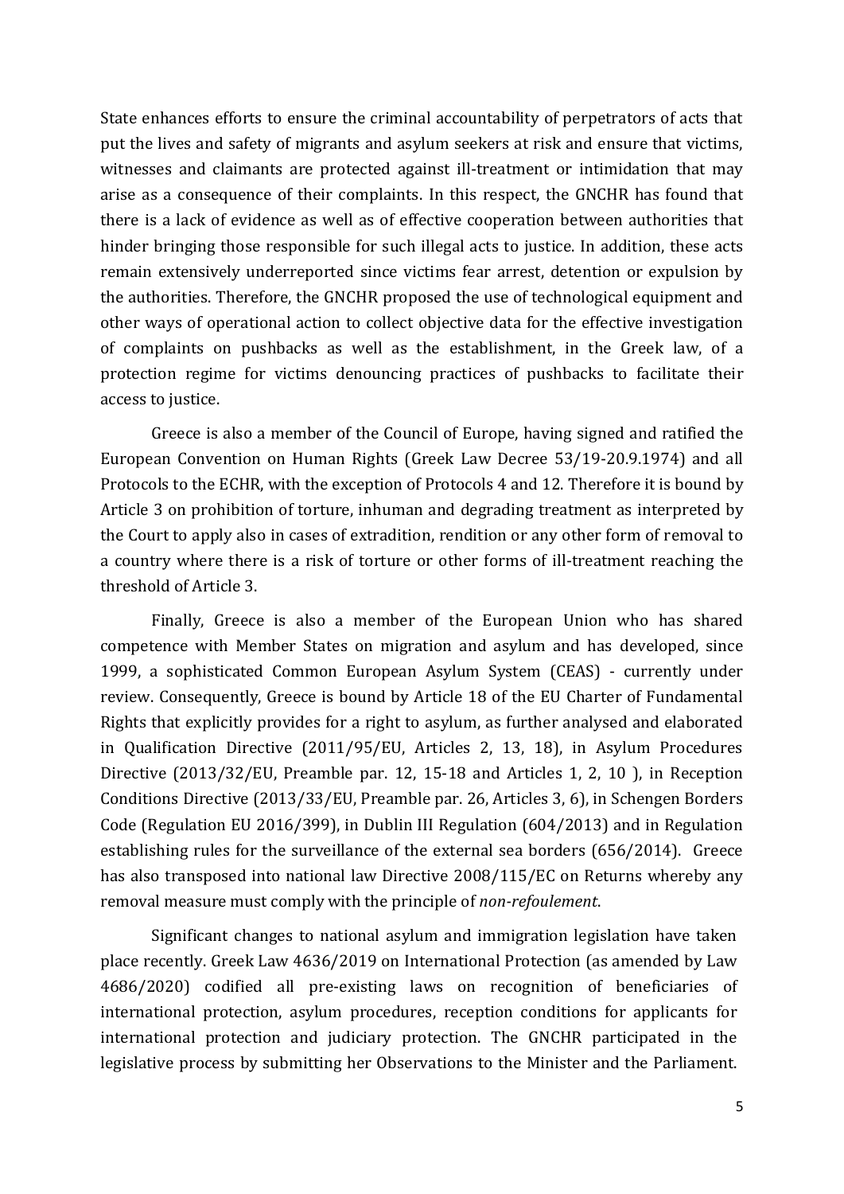State enhances efforts to ensure the criminal accountability of perpetrators of acts that put the lives and safety of migrants and asylum seekers at risk and ensure that victims, witnesses and claimants are protected against ill-treatment or intimidation that may arise as a consequence of their complaints. In this respect, the GNCHR has found that there is a lack of evidence as well as of effective cooperation between authorities that hinder bringing those responsible for such illegal acts to justice. In addition, these acts remain extensively underreported since victims fear arrest, detention or expulsion by the authorities. Therefore, the GNCHR proposed the use of technological equipment and other ways of operational action to collect objective data for the effective investigation of complaints on pushbacks as well as the establishment, in the Greek law, of a protection regime for victims denouncing practices of pushbacks to facilitate their access to justice.

Greece is also a member of the Council of Europe, having signed and ratified the European Convention on Human Rights (Greek Law Decree 53/19-20.9.1974) and all Protocols to the ECHR, with the exception of Protocols 4 and 12. Therefore it is bound by Article 3 on prohibition of torture, inhuman and degrading treatment as interpreted by the Court to apply also in cases of extradition, rendition or any other form of removal to a country where there is a risk of torture or other forms of ill-treatment reaching the threshold of Article 3.

Finally, Greece is also a member of the European Union who has shared competence with Member States on migration and asylum and has developed, since 1999, a sophisticated Common European Asylum System (CEAS) - currently under review. Consequently, Greece is bound by Article 18 of the EU Charter of Fundamental Rights that explicitly provides for a right to asylum, as further analysed and elaborated in Qualification Directive (2011/95/EU, Articles 2, 13, 18), in Asylum Procedures Directive (2013/32/EU, Preamble par. 12, 15-18 and Articles 1, 2, 10 ), in Reception Conditions Directive (2013/33/EU, Preamble par. 26, Articles 3, 6), in Schengen Borders Code (Regulation EU 2016/399), in Dublin III Regulation (604/2013) and in Regulation establishing rules for the surveillance of the external sea borders (656/2014). Greece has also transposed into national law Directive 2008/115/EC on Returns whereby any removal measure must comply with the principle of *non-refoulement*.

Significant changes to national asylum and immigration legislation have taken place recently. Greek Law 4636/2019 on International Protection (as amended by Law 4686/2020) codified all pre-existing laws on recognition of beneficiaries of international protection, asylum procedures, reception conditions for applicants for international protection and judiciary protection. The GNCHR participated in the legislative process by submitting her Observations to the Minister and the Parliament.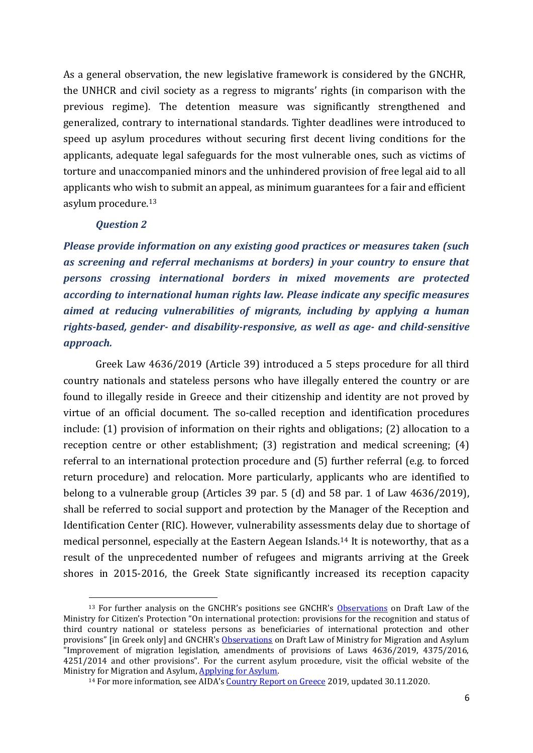As a general observation, the new legislative framework is considered by the GNCHR, the UNHCR and civil society as a regress to migrants' rights (in comparison with the previous regime). The detention measure was significantly strengthened and generalized, contrary to international standards. Tighter deadlines were introduced to speed up asylum procedures without securing first decent living conditions for the applicants, adequate legal safeguards for the most vulnerable ones, such as victims of torture and unaccompanied minors and the unhindered provision of free legal aid to all applicants who wish to submit an appeal, as minimum guarantees for a fair and efficient asylum procedure.[13]

***Question 2***

***Please provide information on any existing good practices or measures taken (such as screening and referral mechanisms at borders) in your country to ensure that persons crossing international borders in mixed movements are protected according to international human rights law. Please indicate any specific measures aimed at reducing vulnerabilities of migrants, including by applying a human rights-based, gender- and disability-responsive, as well as age- and child-sensitive approach.***

Greek Law 4636/2019 (Article 39) introduced a 5 steps procedure for all third country nationals and stateless persons who have illegally entered the country or are found to illegally reside in Greece and their citizenship and identity are not proved by virtue of an official document. The so-called reception and identification procedures include: (1) provision of information on their rights and obligations; (2) allocation to a reception centre or other establishment; (3) registration and medical screening; (4) referral to an international protection procedure and (5) further referral (e.g. to forced return procedure) and relocation. More particularly, applicants who are identified to belong to a vulnerable group (Articles 39 par. 5 (d) and 58 par. 1 of Law 4636/2019), shall be referred to social support and protection by the Manager of the Reception and Identification Center (RIC). However, vulnerability assessments delay due to shortage of medical personnel, especially at the Eastern Aegean Islands.[14] It is noteworthy, that as a result of the unprecedented number of refugees and migrants arriving at the Greek shores in 2015-2016, the Greek State significantly increased its reception capacity

---

[13] For further analysis on the GNCHR's positions see GNCHR's Observations on Draft Law of the Ministry for Citizen's Protection "On international protection: provisions for the recognition and status of third country national or stateless persons as beneficiaries of international protection and other provisions" [in Greek only] and GNCHR's Observations on Draft Law of Ministry for Migration and Asylum "Improvement of migration legislation, amendments of provisions of Laws 4636/2019, 4375/2016, 4251/2014 and other provisions". For the current asylum procedure, visit the official website of the Ministry for Migration and Asylum, Applying for Asylum.

[14] For more information, see AIDA's Country Report on Greece 2019, updated 30.11.2020.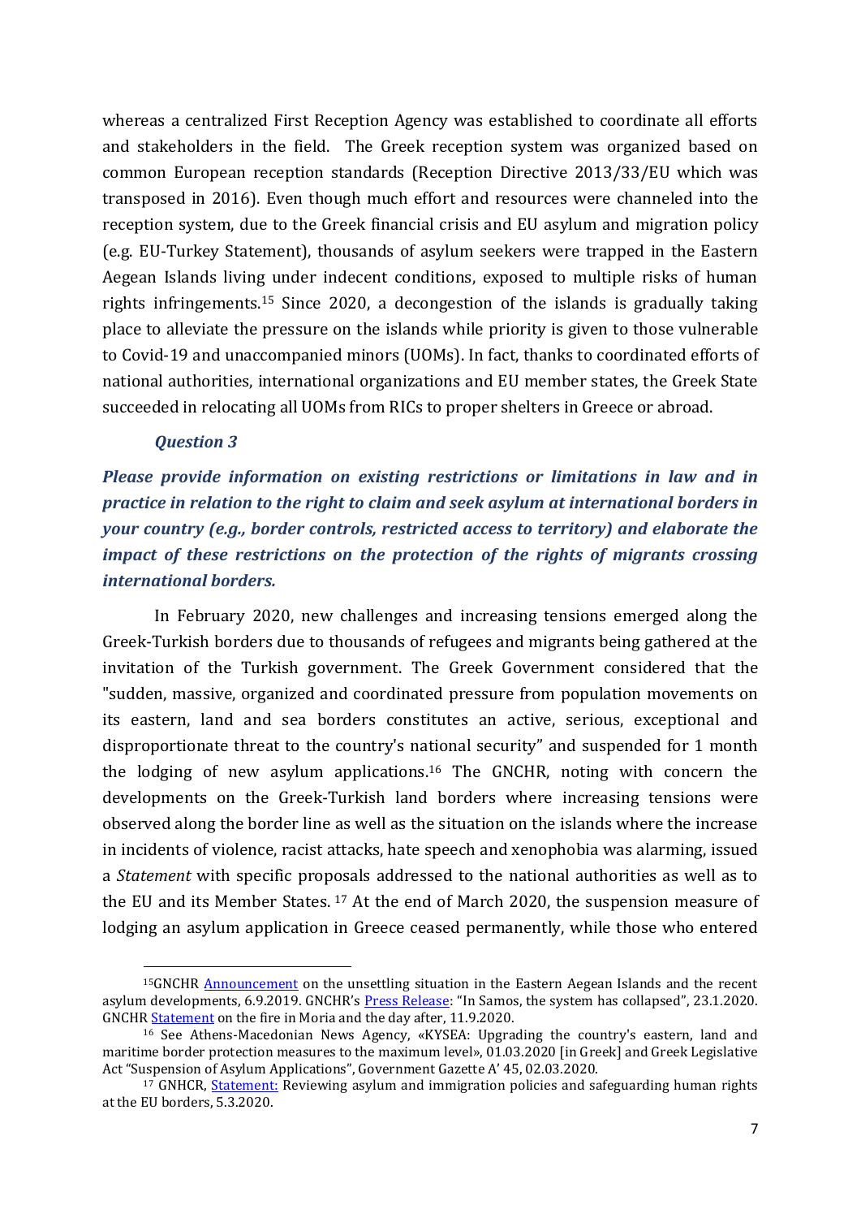whereas a centralized First Reception Agency was established to coordinate all efforts and stakeholders in the field. The Greek reception system was organized based on common European reception standards (Reception Directive 2013/33/EU which was transposed in 2016). Even though much effort and resources were channeled into the reception system, due to the Greek financial crisis and EU asylum and migration policy (e.g. EU-Turkey Statement), thousands of asylum seekers were trapped in the Eastern Aegean Islands living under indecent conditions, exposed to multiple risks of human rights infringements.[15] Since 2020, a decongestion of the islands is gradually taking place to alleviate the pressure on the islands while priority is given to those vulnerable to Covid-19 and unaccompanied minors (UOMs). In fact, thanks to coordinated efforts of national authorities, international organizations and EU member states, the Greek State succeeded in relocating all UOMs from RICs to proper shelters in Greece or abroad.

***Question 3***

***Please provide information on existing restrictions or limitations in law and in practice in relation to the right to claim and seek asylum at international borders in your country (e.g., border controls, restricted access to territory) and elaborate the impact of these restrictions on the protection of the rights of migrants crossing international borders.***

In February 2020, new challenges and increasing tensions emerged along the Greek-Turkish borders due to thousands of refugees and migrants being gathered at the invitation of the Turkish government. The Greek Government considered that the "sudden, massive, organized and coordinated pressure from population movements on its eastern, land and sea borders constitutes an active, serious, exceptional and disproportionate threat to the country's national security" and suspended for 1 month the lodging of new asylum applications.[16] The GNCHR, noting with concern the developments on the Greek-Turkish land borders where increasing tensions were observed along the border line as well as the situation on the islands where the increase in incidents of violence, racist attacks, hate speech and xenophobia was alarming, issued a *Statement* with specific proposals addressed to the national authorities as well as to the EU and its Member States.[17] At the end of March 2020, the suspension measure of lodging an asylum application in Greece ceased permanently, while those who entered

---

[15] GNCHR Announcement on the unsettling situation in the Eastern Aegean Islands and the recent asylum developments, 6.9.2019. GNCHR's Press Release: "In Samos, the system has collapsed", 23.1.2020. GNCHR Statement on the fire in Moria and the day after, 11.9.2020.

[16] See Athens-Macedonian News Agency, «KYSEA: Upgrading the country's eastern, land and maritime border protection measures to the maximum level», 01.03.2020 [in Greek] and Greek Legislative Act "Suspension of Asylum Applications", Government Gazette A' 45, 02.03.2020.

[17] GNHCR, Statement: Reviewing asylum and immigration policies and safeguarding human rights at the EU borders, 5.3.2020.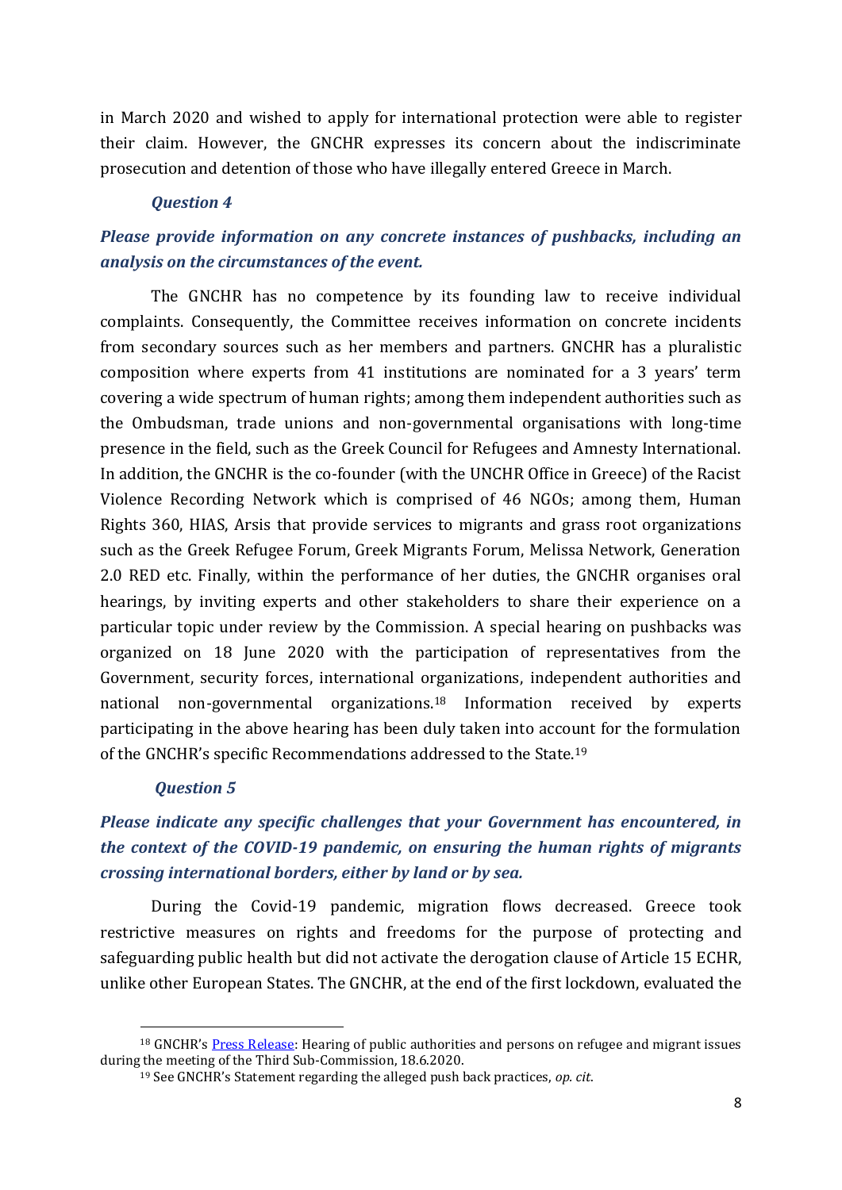in March 2020 and wished to apply for international protection were able to register their claim. However, the GNCHR expresses its concern about the indiscriminate prosecution and detention of those who have illegally entered Greece in March.

***Question 4***

***Please provide information on any concrete instances of pushbacks, including an analysis on the circumstances of the event.***

The GNCHR has no competence by its founding law to receive individual complaints. Consequently, the Committee receives information on concrete incidents from secondary sources such as her members and partners. GNCHR has a pluralistic composition where experts from 41 institutions are nominated for a 3 years' term covering a wide spectrum of human rights; among them independent authorities such as the Ombudsman, trade unions and non-governmental organisations with long-time presence in the field, such as the Greek Council for Refugees and Amnesty International. In addition, the GNCHR is the co-founder (with the UNCHR Office in Greece) of the Racist Violence Recording Network which is comprised of 46 NGOs; among them, Human Rights 360, HIAS, Arsis that provide services to migrants and grass root organizations such as the Greek Refugee Forum, Greek Migrants Forum, Melissa Network, Generation 2.0 RED etc. Finally, within the performance of her duties, the GNCHR organises oral hearings, by inviting experts and other stakeholders to share their experience on a particular topic under review by the Commission. A special hearing on pushbacks was organized on 18 June 2020 with the participation of representatives from the Government, security forces, international organizations, independent authorities and national non-governmental organizations.[18] Information received by experts participating in the above hearing has been duly taken into account for the formulation of the GNCHR's specific Recommendations addressed to the State.[19]

***Question 5***

***Please indicate any specific challenges that your Government has encountered, in the context of the COVID-19 pandemic, on ensuring the human rights of migrants crossing international borders, either by land or by sea.***

During the Covid-19 pandemic, migration flows decreased. Greece took restrictive measures on rights and freedoms for the purpose of protecting and safeguarding public health but did not activate the derogation clause of Article 15 ECHR, unlike other European States. The GNCHR, at the end of the first lockdown, evaluated the

---

[18] GNCHR's Press Release: Hearing of public authorities and persons on refugee and migrant issues during the meeting of the Third Sub-Commission, 18.6.2020.

[19] See GNCHR's Statement regarding the alleged push back practices, *op. cit*.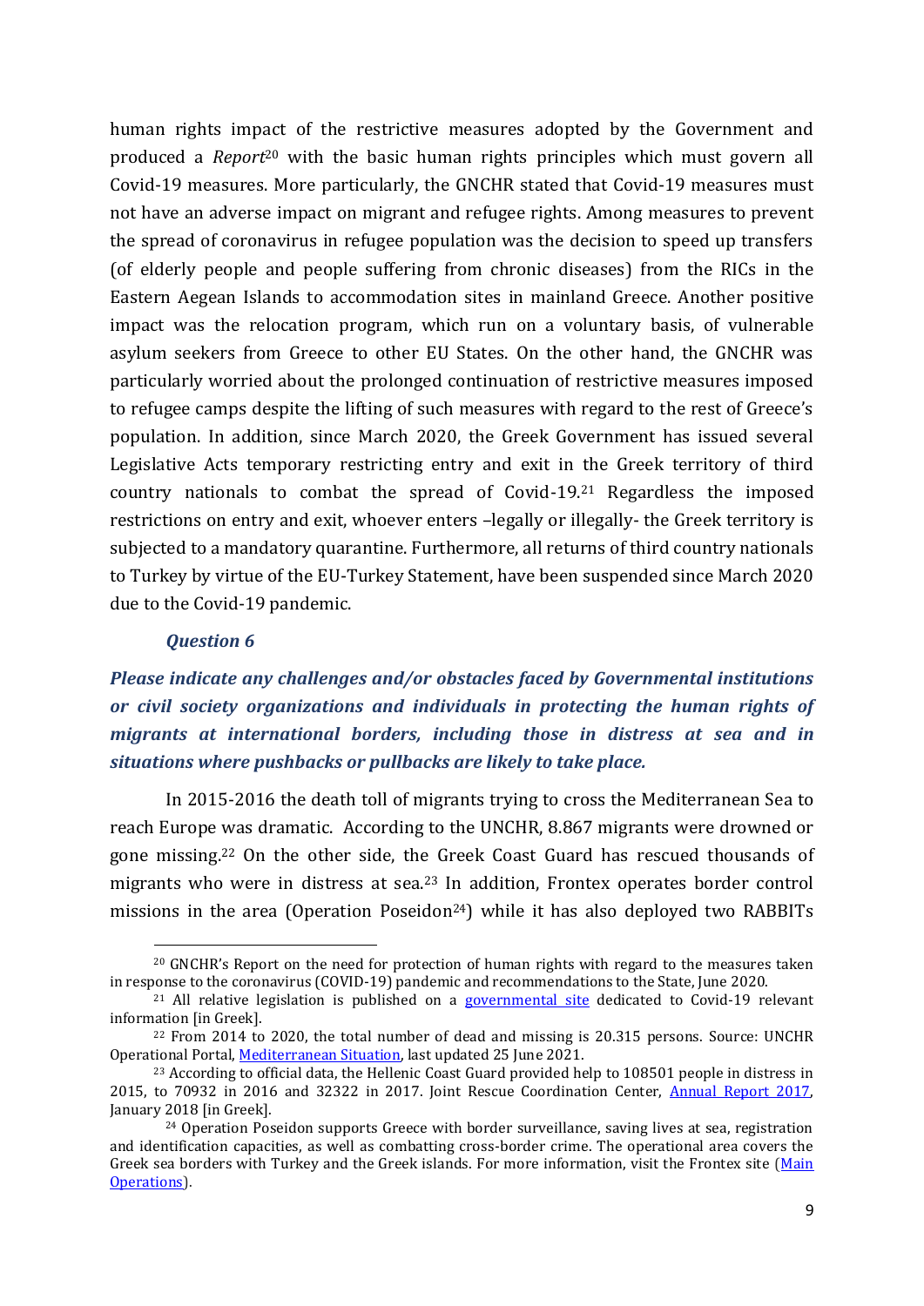human rights impact of the restrictive measures adopted by the Government and produced a *Report*[20] with the basic human rights principles which must govern all Covid-19 measures. More particularly, the GNCHR stated that Covid-19 measures must not have an adverse impact on migrant and refugee rights. Among measures to prevent the spread of coronavirus in refugee population was the decision to speed up transfers (of elderly people and people suffering from chronic diseases) from the RICs in the Eastern Aegean Islands to accommodation sites in mainland Greece. Another positive impact was the relocation program, which run on a voluntary basis, of vulnerable asylum seekers from Greece to other EU States. On the other hand, the GNCHR was particularly worried about the prolonged continuation of restrictive measures imposed to refugee camps despite the lifting of such measures with regard to the rest of Greece's population. In addition, since March 2020, the Greek Government has issued several Legislative Acts temporary restricting entry and exit in the Greek territory of third country nationals to combat the spread of Covid-19.[21] Regardless the imposed restrictions on entry and exit, whoever enters –legally or illegally- the Greek territory is subjected to a mandatory quarantine. Furthermore, all returns of third country nationals to Turkey by virtue of the EU-Turkey Statement, have been suspended since March 2020 due to the Covid-19 pandemic.

### *Question 6*

***Please indicate any challenges and/or obstacles faced by Governmental institutions or civil society organizations and individuals in protecting the human rights of migrants at international borders, including those in distress at sea and in situations where pushbacks or pullbacks are likely to take place.***

In 2015-2016 the death toll of migrants trying to cross the Mediterranean Sea to reach Europe was dramatic. According to the UNCHR, 8.867 migrants were drowned or gone missing.[22] On the other side, the Greek Coast Guard has rescued thousands of migrants who were in distress at sea.[23] In addition, Frontex operates border control missions in the area (Operation Poseidon[24]) while it has also deployed two RABBITs

---

[20] GNCHR's Report on the need for protection of human rights with regard to the measures taken in response to the coronavirus (COVID-19) pandemic and recommendations to the State, June 2020.

[21] All relative legislation is published on a [governmental site](#) dedicated to Covid-19 relevant information [in Greek].

[22] From 2014 to 2020, the total number of dead and missing is 20.315 persons. Source: UNCHR Operational Portal, [Mediterranean Situation](#), last updated 25 June 2021.

[23] According to official data, the Hellenic Coast Guard provided help to 108501 people in distress in 2015, to 70932 in 2016 and 32322 in 2017. Joint Rescue Coordination Center, [Annual Report 2017](#), January 2018 [in Greek].

[24] Operation Poseidon supports Greece with border surveillance, saving lives at sea, registration and identification capacities, as well as combatting cross-border crime. The operational area covers the Greek sea borders with Turkey and the Greek islands. For more information, visit the Frontex site ([Main Operations](#)).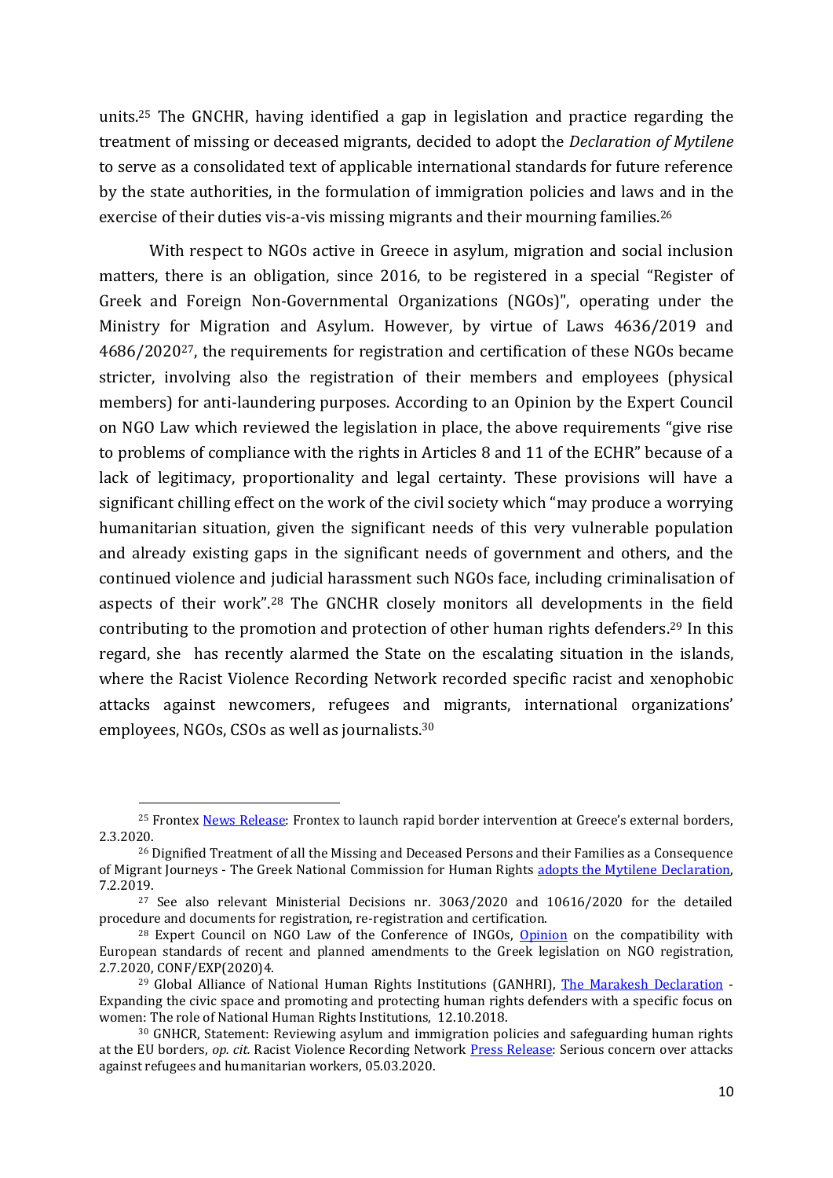units.[25] The GNCHR, having identified a gap in legislation and practice regarding the treatment of missing or deceased migrants, decided to adopt the *Declaration of Mytilene* to serve as a consolidated text of applicable international standards for future reference by the state authorities, in the formulation of immigration policies and laws and in the exercise of their duties vis-a-vis missing migrants and their mourning families.[26]

With respect to NGOs active in Greece in asylum, migration and social inclusion matters, there is an obligation, since 2016, to be registered in a special "Register of Greek and Foreign Non-Governmental Organizations (NGOs)", operating under the Ministry for Migration and Asylum. However, by virtue of Laws 4636/2019 and 4686/2020[27], the requirements for registration and certification of these NGOs became stricter, involving also the registration of their members and employees (physical members) for anti-laundering purposes. According to an Opinion by the Expert Council on NGO Law which reviewed the legislation in place, the above requirements "give rise to problems of compliance with the rights in Articles 8 and 11 of the ECHR" because of a lack of legitimacy, proportionality and legal certainty. These provisions will have a significant chilling effect on the work of the civil society which "may produce a worrying humanitarian situation, given the significant needs of this very vulnerable population and already existing gaps in the significant needs of government and others, and the continued violence and judicial harassment such NGOs face, including criminalisation of aspects of their work".[28] The GNCHR closely monitors all developments in the field contributing to the promotion and protection of other human rights defenders.[29] In this regard, she has recently alarmed the State on the escalating situation in the islands, where the Racist Violence Recording Network recorded specific racist and xenophobic attacks against newcomers, refugees and migrants, international organizations' employees, NGOs, CSOs as well as journalists.[30]

---

[25] Frontex News Release: Frontex to launch rapid border intervention at Greece's external borders, 2.3.2020.

[26] Dignified Treatment of all the Missing and Deceased Persons and their Families as a Consequence of Migrant Journeys - The Greek National Commission for Human Rights adopts the Mytilene Declaration, 7.2.2019.

[27] See also relevant Ministerial Decisions nr. 3063/2020 and 10616/2020 for the detailed procedure and documents for registration, re-registration and certification.

[28] Expert Council on NGO Law of the Conference of INGOs, Opinion on the compatibility with European standards of recent and planned amendments to the Greek legislation on NGO registration, 2.7.2020, CONF/EXP(2020)4.

[29] Global Alliance of National Human Rights Institutions (GANHRI), The Marakesh Declaration - Expanding the civic space and promoting and protecting human rights defenders with a specific focus on women: The role of National Human Rights Institutions, 12.10.2018.

[30] GNHCR, Statement: Reviewing asylum and immigration policies and safeguarding human rights at the EU borders, *op. cit.* Racist Violence Recording Network Press Release: Serious concern over attacks against refugees and humanitarian workers, 05.03.2020.